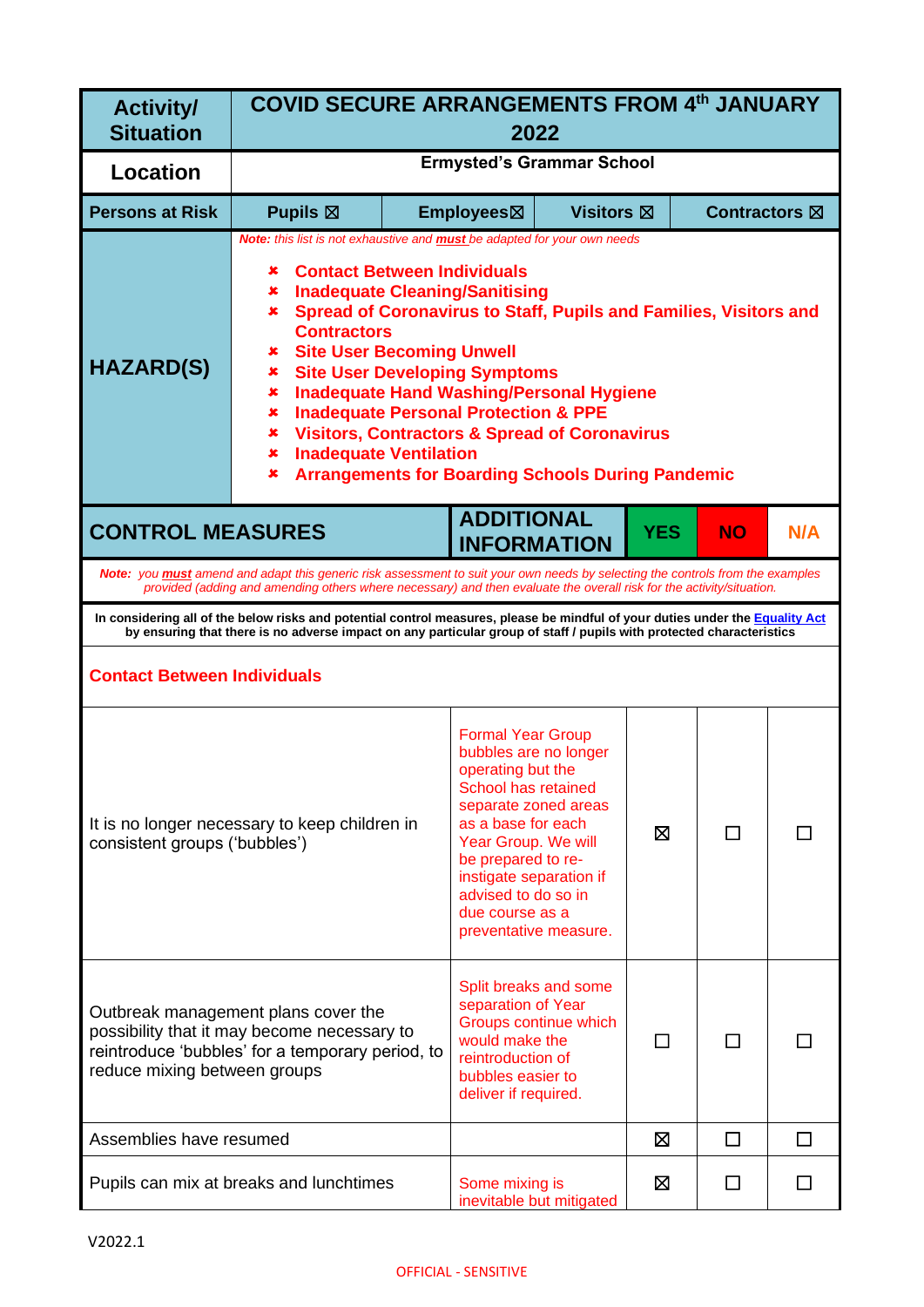| Activity/ Situation | COVID SECURE ARRANGEMENTS FROM 4th JANUARY 2022 | | | |
|---|---|---|---|---|
| Location | Ermysted's Grammar School | | | |
| Persons at Risk | Pupils ☒ | Employees☒ | Visitors ☒ | Contractors ☒ |

**HAZARD(S)**

*Note: this list is not exhaustive and **must** be adapted for your own needs*

- Contact Between Individuals
- Inadequate Cleaning/Sanitising
- Spread of Coronavirus to Staff, Pupils and Families, Visitors and Contractors
- Site User Becoming Unwell
- Site User Developing Symptoms
- Inadequate Hand Washing/Personal Hygiene
- Inadequate Personal Protection & PPE
- Visitors, Contractors & Spread of Coronavirus
- Inadequate Ventilation
- Arrangements for Boarding Schools During Pandemic

*Note: you **must** amend and adapt this generic risk assessment to suit your own needs by selecting the controls from the examples provided (adding and amending others where necessary) and then evaluate the overall risk for the activity/situation.*

**In considering all of the below risks and potential control measures, please be mindful of your duties under the Equality Act by ensuring that there is no adverse impact on any particular group of staff / pupils with protected characteristics**

| CONTROL MEASURES | ADDITIONAL INFORMATION | YES | NO | N/A |
|---|---|---|---|---|
| **Contact Between Individuals** | | | | |
| It is no longer necessary to keep children in consistent groups ('bubbles') | Formal Year Group bubbles are no longer operating but the School has retained separate zoned areas as a base for each Year Group. We will be prepared to re-instigate separation if advised to do so in due course as a preventative measure. | ☒ | ☐ | ☐ |
| Outbreak management plans cover the possibility that it may become necessary to reintroduce 'bubbles' for a temporary period, to reduce mixing between groups | Split breaks and some separation of Year Groups continue which would make the reintroduction of bubbles easier to deliver if required. | ☐ | ☐ | ☐ |
| Assemblies have resumed | | ☒ | ☐ | ☐ |
| Pupils can mix at breaks and lunchtimes | Some mixing is inevitable but mitigated | ☒ | ☐ | ☐ |

V2022.1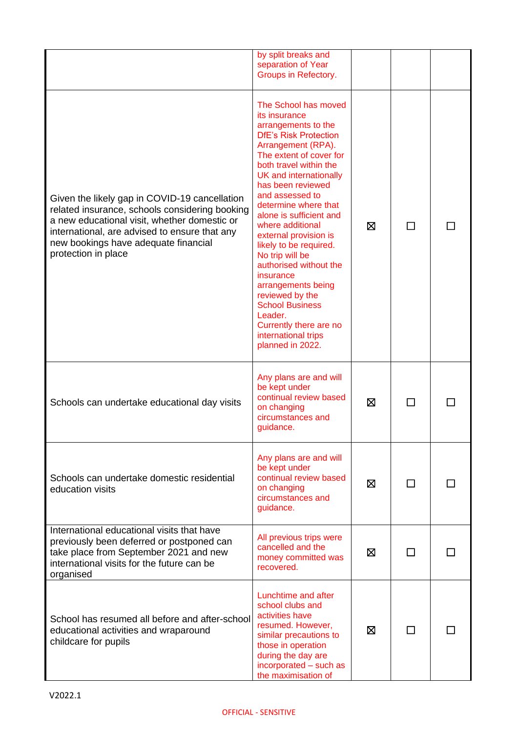| | | | | |
|---|---|---|---|---|
| | by split breaks and separation of Year Groups in Refectory. | | | |
| Given the likely gap in COVID-19 cancellation related insurance, schools considering booking a new educational visit, whether domestic or international, are advised to ensure that any new bookings have adequate financial protection in place | The School has moved its insurance arrangements to the DfE's Risk Protection Arrangement (RPA). The extent of cover for both travel within the UK and internationally has been reviewed and assessed to determine where that alone is sufficient and where additional external provision is likely to be required. No trip will be authorised without the insurance arrangements being reviewed by the School Business Leader. Currently there are no international trips planned in 2022. | ☒ | ☐ | ☐ |
| Schools can undertake educational day visits | Any plans are and will be kept under continual review based on changing circumstances and guidance. | ☒ | ☐ | ☐ |
| Schools can undertake domestic residential education visits | Any plans are and will be kept under continual review based on changing circumstances and guidance. | ☒ | ☐ | ☐ |
| International educational visits that have previously been deferred or postponed can take place from September 2021 and new international visits for the future can be organised | All previous trips were cancelled and the money committed was recovered. | ☒ | ☐ | ☐ |
| School has resumed all before and after-school educational activities and wraparound childcare for pupils | Lunchtime and after school clubs and activities have resumed. However, similar precautions to those in operation during the day are incorporated – such as the maximisation of | ☒ | ☐ | ☐ |

V2022.1

OFFICIAL - SENSITIVE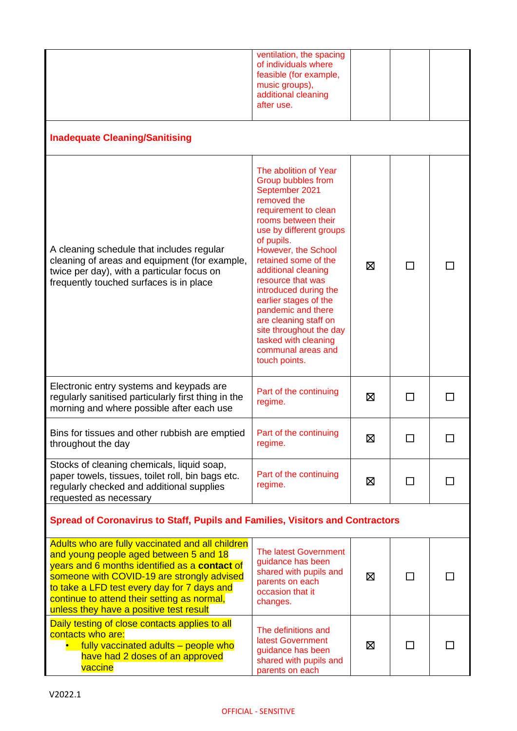| | | | | |
|---|---|---|---|---|
| | ventilation, the spacing of individuals where feasible (for example, music groups), additional cleaning after use. | | | |
| **Inadequate Cleaning/Sanitising** | | | | |
| A cleaning schedule that includes regular cleaning of areas and equipment (for example, twice per day), with a particular focus on frequently touched surfaces is in place | The abolition of Year Group bubbles from September 2021 removed the requirement to clean rooms between their use by different groups of pupils. However, the School retained some of the additional cleaning resource that was introduced during the earlier stages of the pandemic and there are cleaning staff on site throughout the day tasked with cleaning communal areas and touch points. | ☒ | ☐ | ☐ |
| Electronic entry systems and keypads are regularly sanitised particularly first thing in the morning and where possible after each use | Part of the continuing regime. | ☒ | ☐ | ☐ |
| Bins for tissues and other rubbish are emptied throughout the day | Part of the continuing regime. | ☒ | ☐ | ☐ |
| Stocks of cleaning chemicals, liquid soap, paper towels, tissues, toilet roll, bin bags etc. regularly checked and additional supplies requested as necessary | Part of the continuing regime. | ☒ | ☐ | ☐ |
| **Spread of Coronavirus to Staff, Pupils and Families, Visitors and Contractors** | | | | |
| Adults who are fully vaccinated and all children and young people aged between 5 and 18 years and 6 months identified as a **contact** of someone with COVID-19 are strongly advised to take a LFD test every day for 7 days and continue to attend their setting as normal, unless they have a positive test result | The latest Government guidance has been shared with pupils and parents on each occasion that it changes. | ☒ | ☐ | ☐ |
| Daily testing of close contacts applies to all contacts who are:<br>• fully vaccinated adults – people who have had 2 doses of an approved vaccine | The definitions and latest Government guidance has been shared with pupils and parents on each | ☒ | ☐ | ☐ |

V2022.1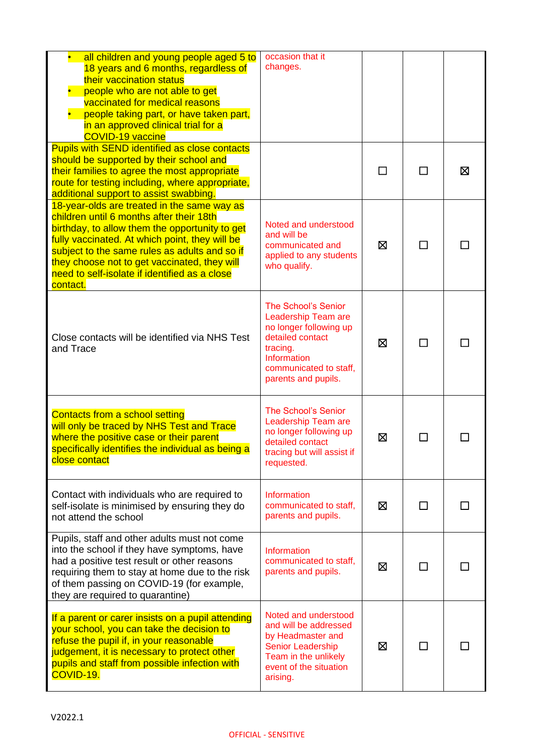| | | | | |
|---|---|---|---|---|
| • all children and young people aged 5 to 18 years and 6 months, regardless of their vaccination status<br>• people who are not able to get vaccinated for medical reasons<br>• people taking part, or have taken part, in an approved clinical trial for a COVID-19 vaccine | occasion that it changes. | | | |
| Pupils with SEND identified as close contacts should be supported by their school and their families to agree the most appropriate route for testing including, where appropriate, additional support to assist swabbing. | | ☐ | ☐ | ☒ |
| 18-year-olds are treated in the same way as children until 6 months after their 18th birthday, to allow them the opportunity to get fully vaccinated. At which point, they will be subject to the same rules as adults and so if they choose not to get vaccinated, they will need to self-isolate if identified as a close contact. | Noted and understood and will be communicated and applied to any students who qualify. | ☒ | ☐ | ☐ |
| Close contacts will be identified via NHS Test and Trace | The School's Senior Leadership Team are no longer following up detailed contact tracing. Information communicated to staff, parents and pupils. | ☒ | ☐ | ☐ |
| Contacts from a school setting will only be traced by NHS Test and Trace where the positive case or their parent specifically identifies the individual as being a close contact | The School's Senior Leadership Team are no longer following up detailed contact tracing but will assist if requested. | ☒ | ☐ | ☐ |
| Contact with individuals who are required to self-isolate is minimised by ensuring they do not attend the school | Information communicated to staff, parents and pupils. | ☒ | ☐ | ☐ |
| Pupils, staff and other adults must not come into the school if they have symptoms, have had a positive test result or other reasons requiring them to stay at home due to the risk of them passing on COVID-19 (for example, they are required to quarantine) | Information communicated to staff, parents and pupils. | ☒ | ☐ | ☐ |
| If a parent or carer insists on a pupil attending your school, you can take the decision to refuse the pupil if, in your reasonable judgement, it is necessary to protect other pupils and staff from possible infection with COVID-19. | Noted and understood and will be addressed by Headmaster and Senior Leadership Team in the unlikely event of the situation arising. | ☒ | ☐ | ☐ |

V2022.1

OFFICIAL - SENSITIVE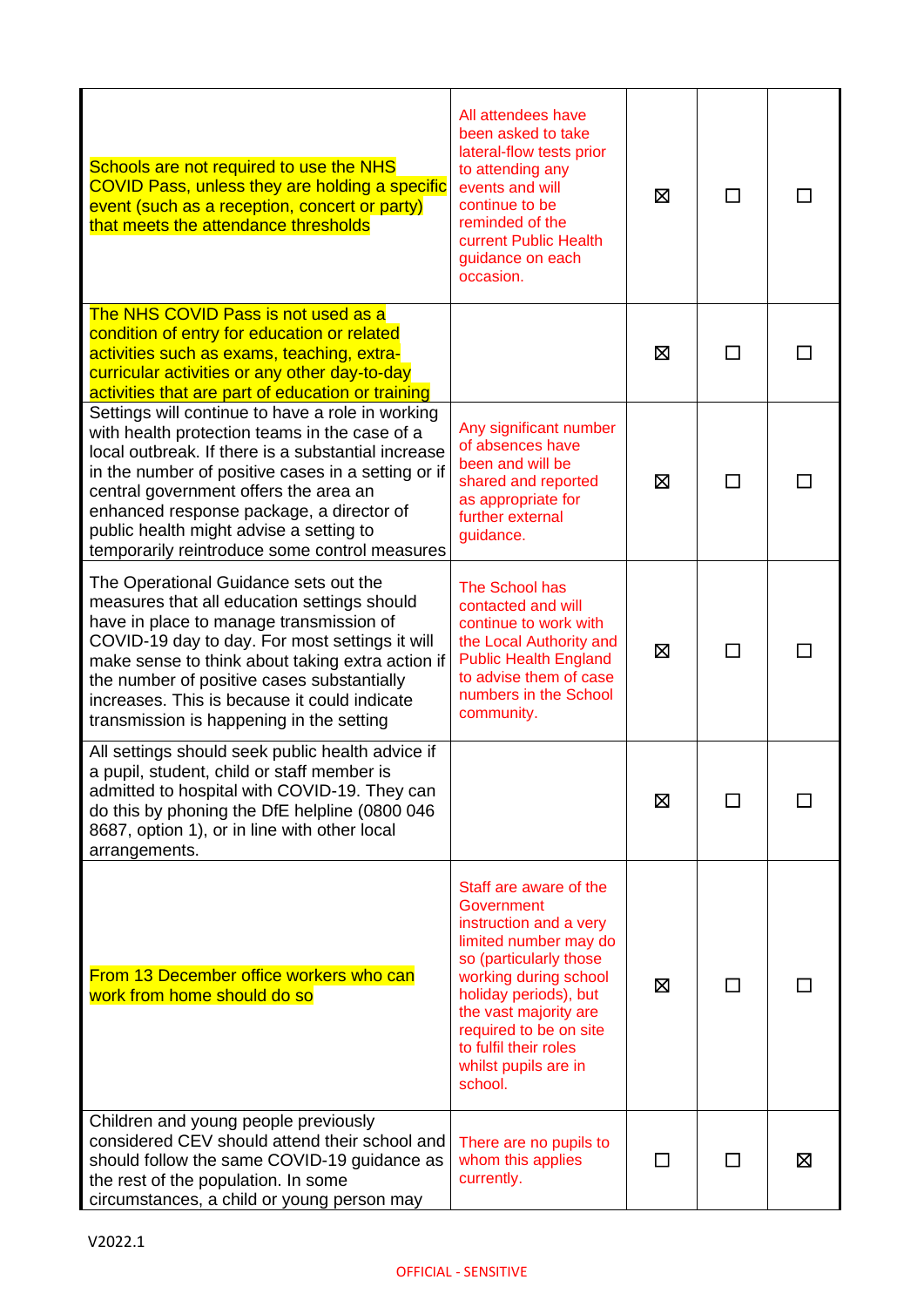| | | | | |
|---|---|---|---|---|
| Schools are not required to use the NHS COVID Pass, unless they are holding a specific event (such as a reception, concert or party) that meets the attendance thresholds | All attendees have been asked to take lateral-flow tests prior to attending any events and will continue to be reminded of the current Public Health guidance on each occasion. | ☒ | ☐ | ☐ |
| The NHS COVID Pass is not used as a condition of entry for education or related activities such as exams, teaching, extra-curricular activities or any other day-to-day activities that are part of education or training | | ☒ | ☐ | ☐ |
| Settings will continue to have a role in working with health protection teams in the case of a local outbreak. If there is a substantial increase in the number of positive cases in a setting or if central government offers the area an enhanced response package, a director of public health might advise a setting to temporarily reintroduce some control measures | Any significant number of absences have been and will be shared and reported as appropriate for further external guidance. | ☒ | ☐ | ☐ |
| The Operational Guidance sets out the measures that all education settings should have in place to manage transmission of COVID-19 day to day. For most settings it will make sense to think about taking extra action if the number of positive cases substantially increases. This is because it could indicate transmission is happening in the setting | The School has contacted and will continue to work with the Local Authority and Public Health England to advise them of case numbers in the School community. | ☒ | ☐ | ☐ |
| All settings should seek public health advice if a pupil, student, child or staff member is admitted to hospital with COVID-19. They can do this by phoning the DfE helpline (0800 046 8687, option 1), or in line with other local arrangements. | | ☒ | ☐ | ☐ |
| From 13 December office workers who can work from home should do so | Staff are aware of the Government instruction and a very limited number may do so (particularly those working during school holiday periods), but the vast majority are required to be on site to fulfil their roles whilst pupils are in school. | ☒ | ☐ | ☐ |
| Children and young people previously considered CEV should attend their school and should follow the same COVID-19 guidance as the rest of the population. In some circumstances, a child or young person may | There are no pupils to whom this applies currently. | ☐ | ☐ | ☒ |

V2022.1

OFFICIAL - SENSITIVE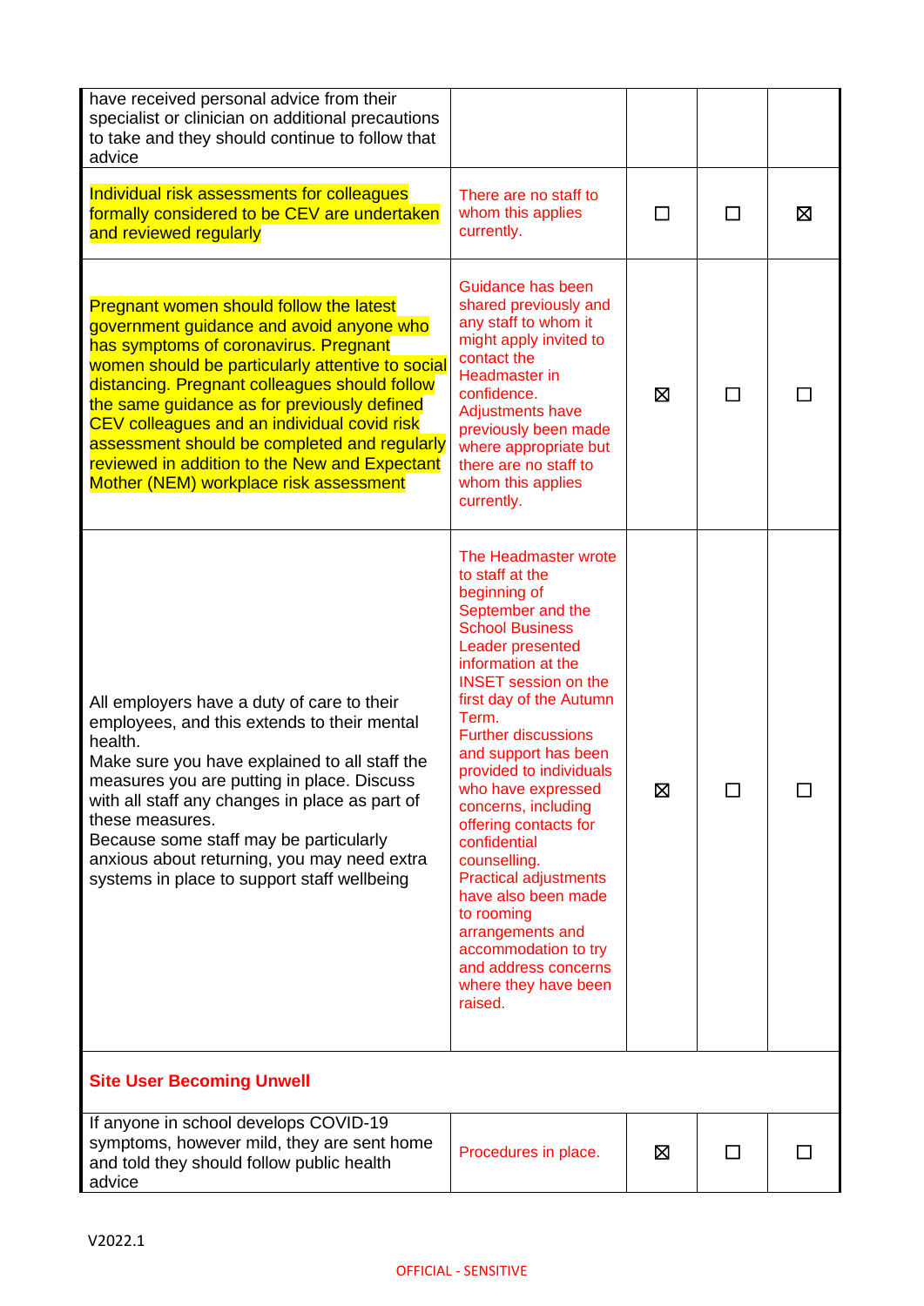| | | | | |
|---|---|---|---|---|
| have received personal advice from their specialist or clinician on additional precautions to take and they should continue to follow that advice | | | | |
| Individual risk assessments for colleagues formally considered to be CEV are undertaken and reviewed regularly | There are no staff to whom this applies currently. | ☐ | ☐ | ☒ |
| Pregnant women should follow the latest government guidance and avoid anyone who has symptoms of coronavirus. Pregnant women should be particularly attentive to social distancing. Pregnant colleagues should follow the same guidance as for previously defined CEV colleagues and an individual covid risk assessment should be completed and regularly reviewed in addition to the New and Expectant Mother (NEM) workplace risk assessment | Guidance has been shared previously and any staff to whom it might apply invited to contact the Headmaster in confidence. Adjustments have previously been made where appropriate but there are no staff to whom this applies currently. | ☒ | ☐ | ☐ |
| All employers have a duty of care to their employees, and this extends to their mental health.<br>Make sure you have explained to all staff the measures you are putting in place. Discuss with all staff any changes in place as part of these measures.<br>Because some staff may be particularly anxious about returning, you may need extra systems in place to support staff wellbeing | The Headmaster wrote to staff at the beginning of September and the School Business Leader presented information at the INSET session on the first day of the Autumn Term.<br>Further discussions and support has been provided to individuals who have expressed concerns, including offering contacts for confidential counselling.<br>Practical adjustments have also been made to rooming arrangements and accommodation to try and address concerns where they have been raised. | ☒ | ☐ | ☐ |
| **Site User Becoming Unwell** | | | | |
| If anyone in school develops COVID-19 symptoms, however mild, they are sent home and told they should follow public health advice | Procedures in place. | ☒ | ☐ | ☐ |

V2022.1

OFFICIAL - SENSITIVE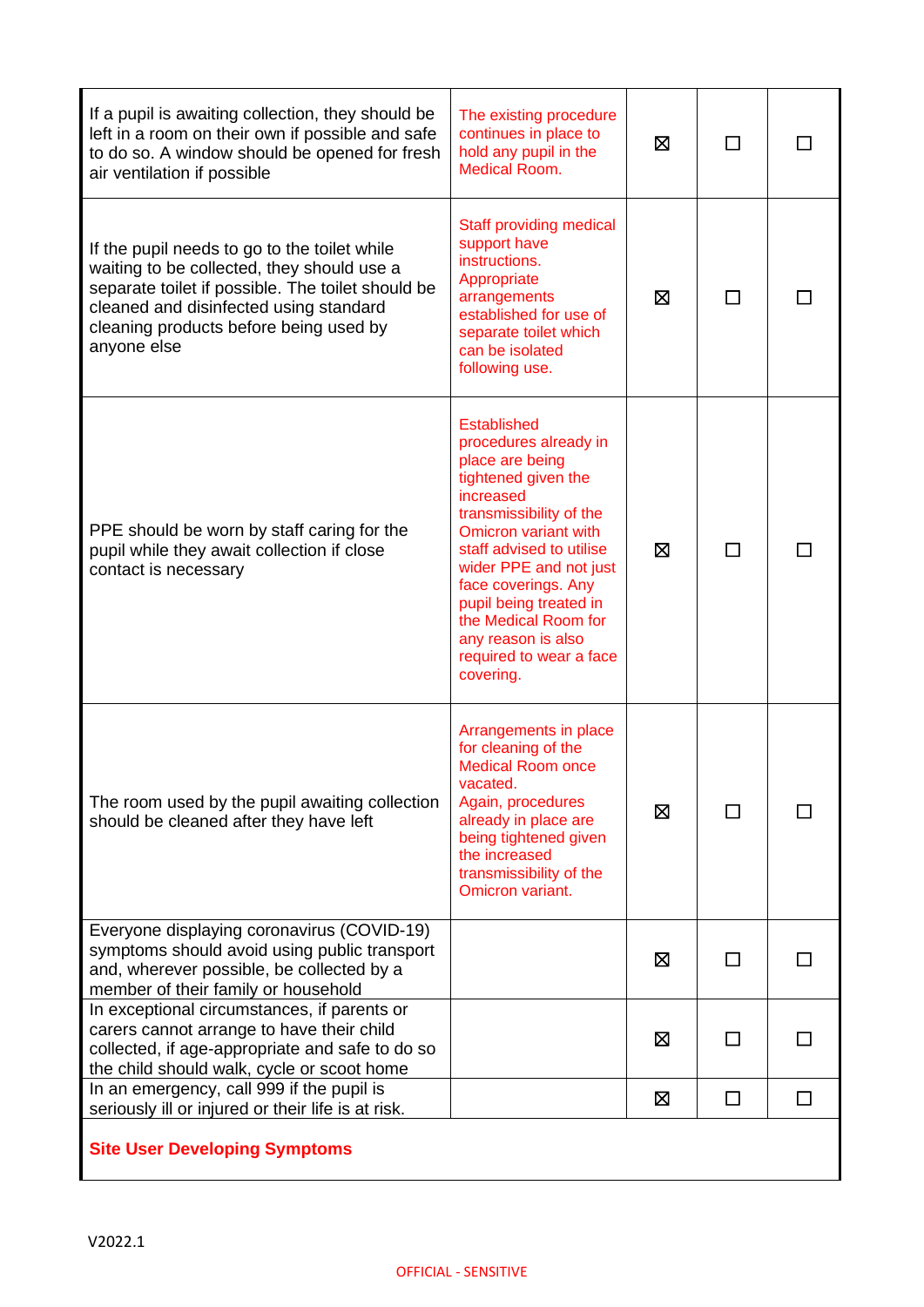| | | | | |
|---|---|---|---|---|
| If a pupil is awaiting collection, they should be left in a room on their own if possible and safe to do so. A window should be opened for fresh air ventilation if possible | The existing procedure continues in place to hold any pupil in the Medical Room. | ☒ | ☐ | ☐ |
| If the pupil needs to go to the toilet while waiting to be collected, they should use a separate toilet if possible. The toilet should be cleaned and disinfected using standard cleaning products before being used by anyone else | Staff providing medical support have instructions. Appropriate arrangements established for use of separate toilet which can be isolated following use. | ☒ | ☐ | ☐ |
| PPE should be worn by staff caring for the pupil while they await collection if close contact is necessary | Established procedures already in place are being tightened given the increased transmissibility of the Omicron variant with staff advised to utilise wider PPE and not just face coverings. Any pupil being treated in the Medical Room for any reason is also required to wear a face covering. | ☒ | ☐ | ☐ |
| The room used by the pupil awaiting collection should be cleaned after they have left | Arrangements in place for cleaning of the Medical Room once vacated. Again, procedures already in place are being tightened given the increased transmissibility of the Omicron variant. | ☒ | ☐ | ☐ |
| Everyone displaying coronavirus (COVID-19) symptoms should avoid using public transport and, wherever possible, be collected by a member of their family or household | | ☒ | ☐ | ☐ |
| In exceptional circumstances, if parents or carers cannot arrange to have their child collected, if age-appropriate and safe to do so the child should walk, cycle or scoot home | | ☒ | ☐ | ☐ |
| In an emergency, call 999 if the pupil is seriously ill or injured or their life is at risk. | | ☒ | ☐ | ☐ |
| **Site User Developing Symptoms** | | | | |

V2022.1

OFFICIAL - SENSITIVE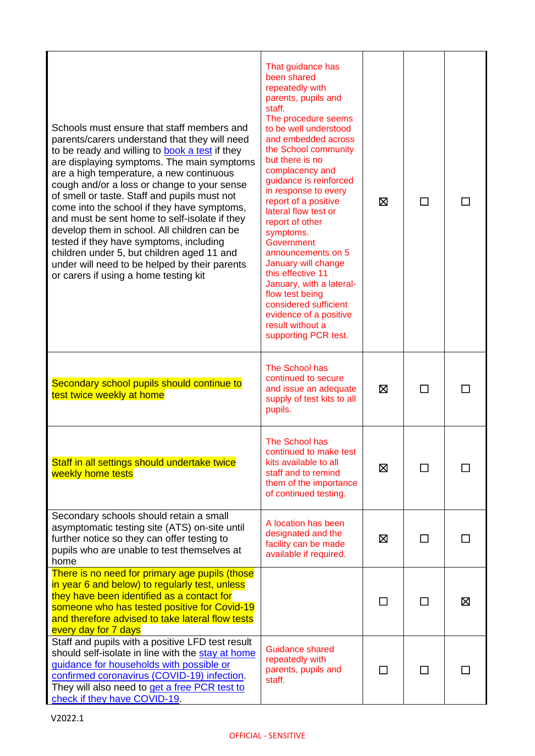| | | | | |
|---|---|---|---|---|
| Schools must ensure that staff members and parents/carers understand that they will need to be ready and willing to book a test if they are displaying symptoms. The main symptoms are a high temperature, a new continuous cough and/or a loss or change to your sense of smell or taste. Staff and pupils must not come into the school if they have symptoms, and must be sent home to self-isolate if they develop them in school. All children can be tested if they have symptoms, including children under 5, but children aged 11 and under will need to be helped by their parents or carers if using a home testing kit | That guidance has been shared repeatedly with parents, pupils and staff. The procedure seems to be well understood and embedded across the School community but there is no complacency and guidance is reinforced in response to every report of a positive lateral flow test or report of other symptoms. Government announcements on 5 January will change this effective 11 January, with a lateral-flow test being considered sufficient evidence of a positive result without a supporting PCR test. | ☒ | ☐ | ☐ |
| Secondary school pupils should continue to test twice weekly at home | The School has continued to secure and issue an adequate supply of test kits to all pupils. | ☒ | ☐ | ☐ |
| Staff in all settings should undertake twice weekly home tests | The School has continued to make test kits available to all staff and to remind them of the importance of continued testing. | ☒ | ☐ | ☐ |
| Secondary schools should retain a small asymptomatic testing site (ATS) on-site until further notice so they can offer testing to pupils who are unable to test themselves at home | A location has been designated and the facility can be made available if required. | ☒ | ☐ | ☐ |
| There is no need for primary age pupils (those in year 6 and below) to regularly test, unless they have been identified as a contact for someone who has tested positive for Covid-19 and therefore advised to take lateral flow tests every day for 7 days | | ☐ | ☐ | ☒ |
| Staff and pupils with a positive LFD test result should self-isolate in line with the stay at home guidance for households with possible or confirmed coronavirus (COVID-19) infection. They will also need to get a free PCR test to check if they have COVID-19. | Guidance shared repeatedly with parents, pupils and staff. | ☐ | ☐ | ☐ |

V2022.1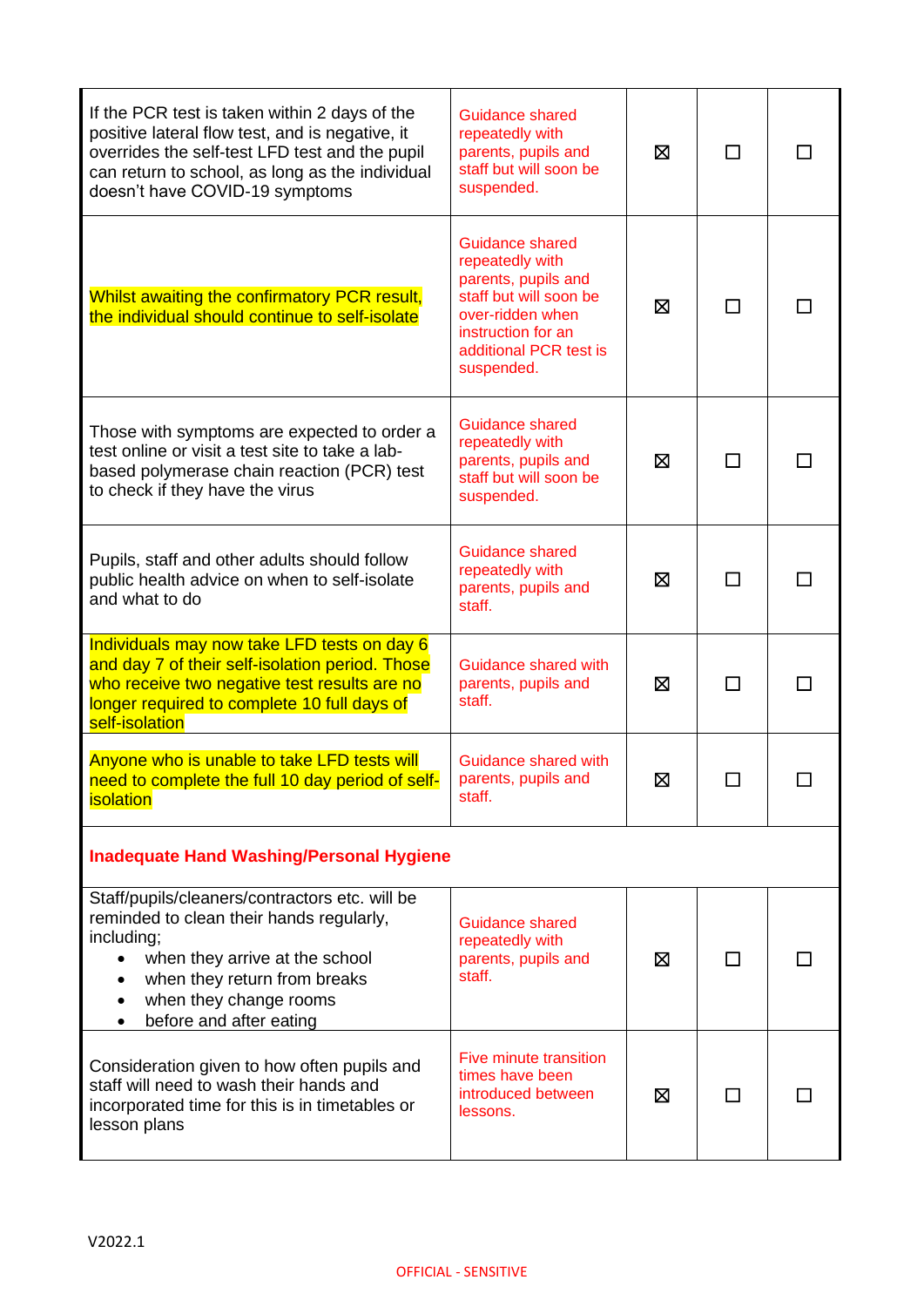| | | | | |
|---|---|---|---|---|
| If the PCR test is taken within 2 days of the positive lateral flow test, and is negative, it overrides the self-test LFD test and the pupil can return to school, as long as the individual doesn't have COVID-19 symptoms | Guidance shared repeatedly with parents, pupils and staff but will soon be suspended. | ☒ | ☐ | ☐ |
| Whilst awaiting the confirmatory PCR result, the individual should continue to self-isolate | Guidance shared repeatedly with parents, pupils and staff but will soon be over-ridden when instruction for an additional PCR test is suspended. | ☒ | ☐ | ☐ |
| Those with symptoms are expected to order a test online or visit a test site to take a lab-based polymerase chain reaction (PCR) test to check if they have the virus | Guidance shared repeatedly with parents, pupils and staff but will soon be suspended. | ☒ | ☐ | ☐ |
| Pupils, staff and other adults should follow public health advice on when to self-isolate and what to do | Guidance shared repeatedly with parents, pupils and staff. | ☒ | ☐ | ☐ |
| Individuals may now take LFD tests on day 6 and day 7 of their self-isolation period. Those who receive two negative test results are no longer required to complete 10 full days of self-isolation | Guidance shared with parents, pupils and staff. | ☒ | ☐ | ☐ |
| Anyone who is unable to take LFD tests will need to complete the full 10 day period of self-isolation | Guidance shared with parents, pupils and staff. | ☒ | ☐ | ☐ |
| **Inadequate Hand Washing/Personal Hygiene** | | | | |
| Staff/pupils/cleaners/contractors etc. will be reminded to clean their hands regularly, including;<br>• when they arrive at the school<br>• when they return from breaks<br>• when they change rooms<br>• before and after eating | Guidance shared repeatedly with parents, pupils and staff. | ☒ | ☐ | ☐ |
| Consideration given to how often pupils and staff will need to wash their hands and incorporated time for this is in timetables or lesson plans | Five minute transition times have been introduced between lessons. | ☒ | ☐ | ☐ |

V2022.1

OFFICIAL - SENSITIVE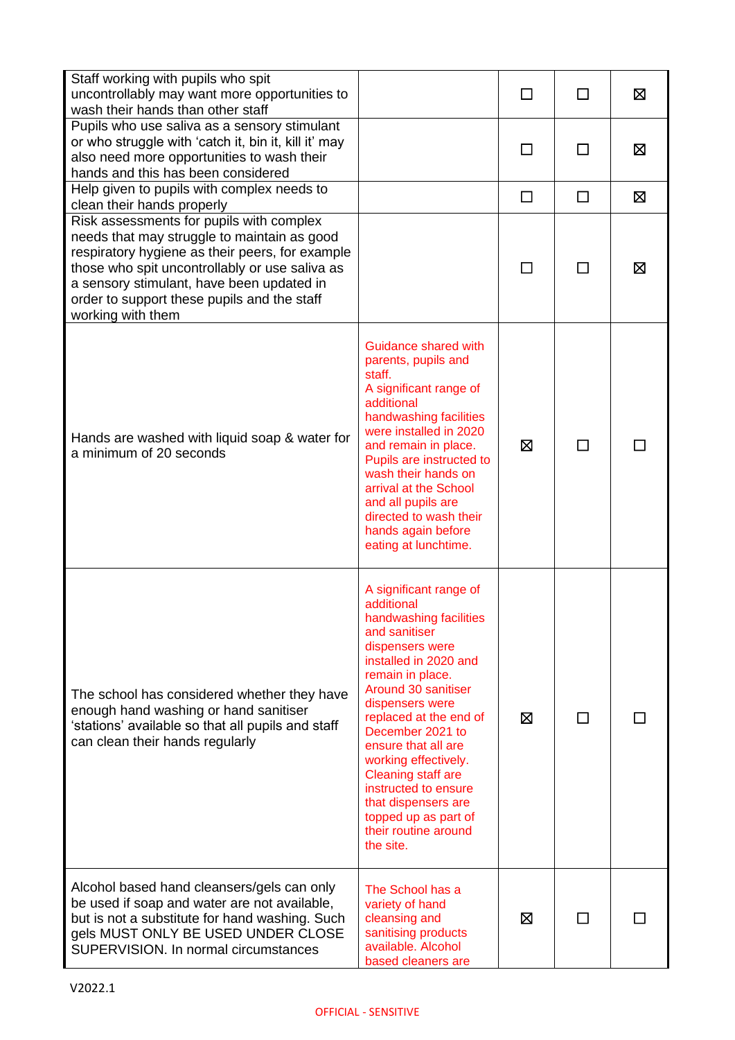| | | | | |
|---|---|---|---|---|
| Staff working with pupils who spit uncontrollably may want more opportunities to wash their hands than other staff | | ☐ | ☐ | ☒ |
| Pupils who use saliva as a sensory stimulant or who struggle with 'catch it, bin it, kill it' may also need more opportunities to wash their hands and this has been considered | | ☐ | ☐ | ☒ |
| Help given to pupils with complex needs to clean their hands properly | | ☐ | ☐ | ☒ |
| Risk assessments for pupils with complex needs that may struggle to maintain as good respiratory hygiene as their peers, for example those who spit uncontrollably or use saliva as a sensory stimulant, have been updated in order to support these pupils and the staff working with them | | ☐ | ☐ | ☒ |
| Hands are washed with liquid soap & water for a minimum of 20 seconds | Guidance shared with parents, pupils and staff. A significant range of additional handwashing facilities were installed in 2020 and remain in place. Pupils are instructed to wash their hands on arrival at the School and all pupils are directed to wash their hands again before eating at lunchtime. | ☒ | ☐ | ☐ |
| The school has considered whether they have enough hand washing or hand sanitiser 'stations' available so that all pupils and staff can clean their hands regularly | A significant range of additional handwashing facilities and sanitiser dispensers were installed in 2020 and remain in place. Around 30 sanitiser dispensers were replaced at the end of December 2021 to ensure that all are working effectively. Cleaning staff are instructed to ensure that dispensers are topped up as part of their routine around the site. | ☒ | ☐ | ☐ |
| Alcohol based hand cleansers/gels can only be used if soap and water are not available, but is not a substitute for hand washing. Such gels MUST ONLY BE USED UNDER CLOSE SUPERVISION. In normal circumstances | The School has a variety of hand cleansing and sanitising products available. Alcohol based cleaners are | ☒ | ☐ | ☐ |

V2022.1

OFFICIAL - SENSITIVE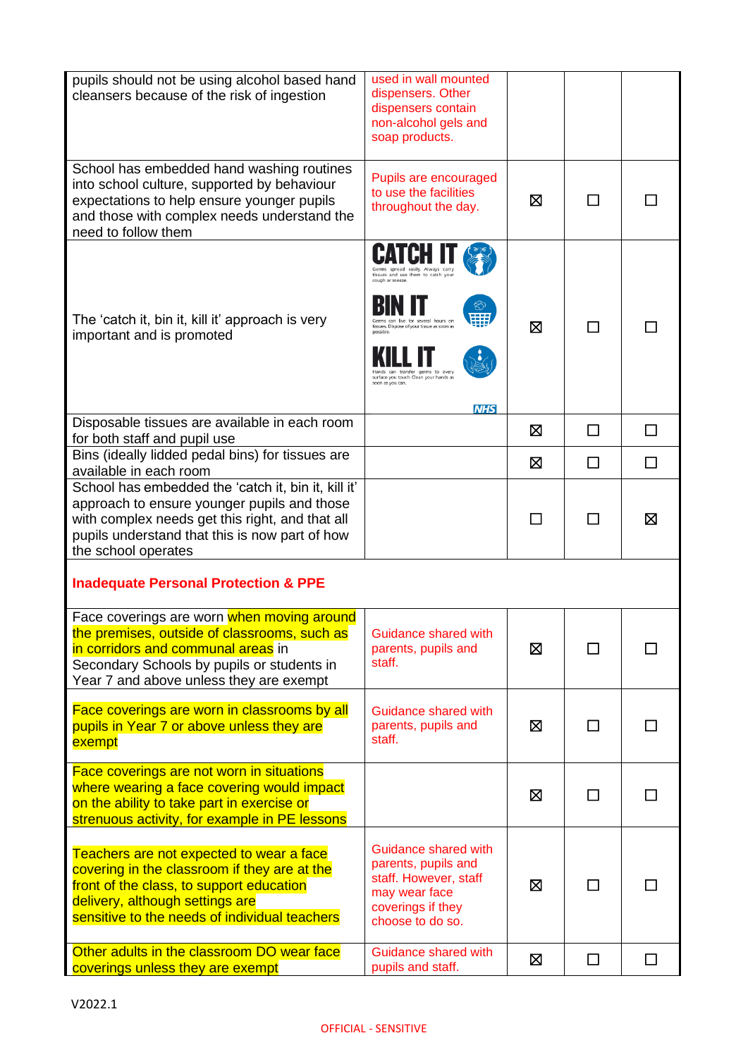| | | | | |
|---|---|---|---|---|
| pupils should not be using alcohol based hand cleansers because of the risk of ingestion | used in wall mounted dispensers. Other dispensers contain non-alcohol gels and soap products. | | | |
| School has embedded hand washing routines into school culture, supported by behaviour expectations to help ensure younger pupils and those with complex needs understand the need to follow them | Pupils are encouraged to use the facilities throughout the day. | ☒ | ☐ | ☐ |
| The 'catch it, bin it, kill it' approach is very important and is promoted | CATCH IT Germs spread easily. Always carry tissues and use them to catch your cough or sneeze. BIN IT Germs can live for several hours on tissues. Dispose of your tissue as soon as possible. KILL IT Hands can transfer germs to every surface you touch. Clean your hands as soon as you can. NHS | ☒ | ☐ | ☐ |
| Disposable tissues are available in each room for both staff and pupil use | | ☒ | ☐ | ☐ |
| Bins (ideally lidded pedal bins) for tissues are available in each room | | ☒ | ☐ | ☐ |
| School has embedded the 'catch it, bin it, kill it' approach to ensure younger pupils and those with complex needs get this right, and that all pupils understand that this is now part of how the school operates | | ☐ | ☐ | ☒ |
| **Inadequate Personal Protection & PPE** | | | | |
| Face coverings are worn when moving around the premises, outside of classrooms, such as in corridors and communal areas in Secondary Schools by pupils or students in Year 7 and above unless they are exempt | Guidance shared with parents, pupils and staff. | ☒ | ☐ | ☐ |
| Face coverings are worn in classrooms by all pupils in Year 7 or above unless they are exempt | Guidance shared with parents, pupils and staff. | ☒ | ☐ | ☐ |
| Face coverings are not worn in situations where wearing a face covering would impact on the ability to take part in exercise or strenuous activity, for example in PE lessons | | ☒ | ☐ | ☐ |
| Teachers are not expected to wear a face covering in the classroom if they are at the front of the class, to support education delivery, although settings are sensitive to the needs of individual teachers | Guidance shared with parents, pupils and staff. However, staff may wear face coverings if they choose to do so. | ☒ | ☐ | ☐ |
| Other adults in the classroom DO wear face coverings unless they are exempt | Guidance shared with pupils and staff. | ☒ | ☐ | ☐ |

V2022.1

OFFICIAL - SENSITIVE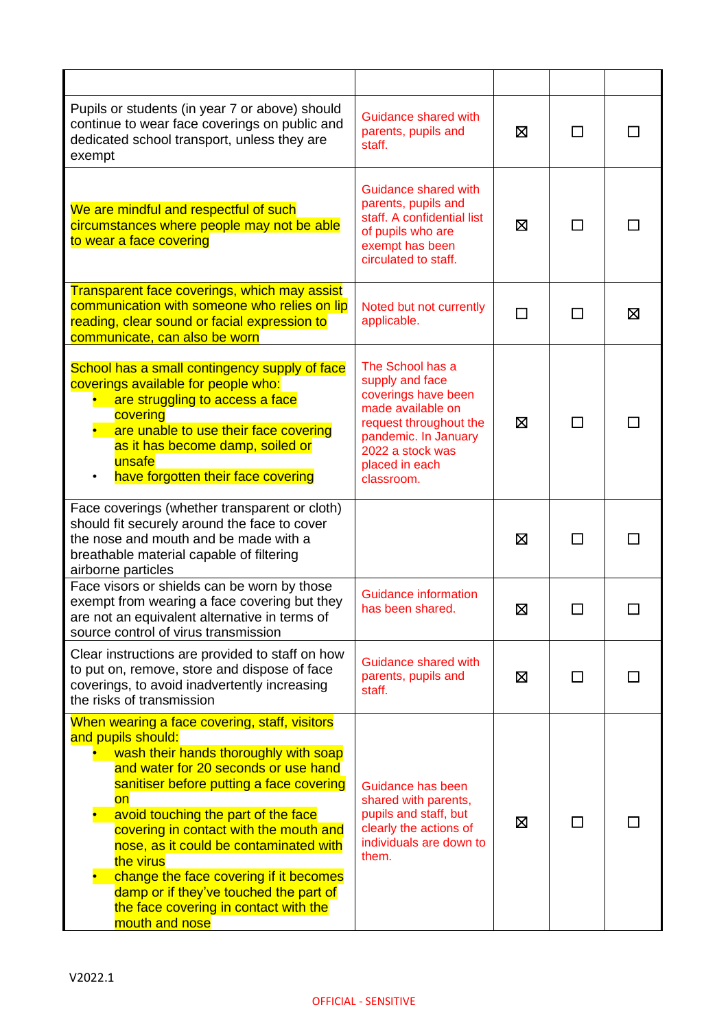| | | | | |
|---|---|---|---|---|
| Pupils or students (in year 7 or above) should continue to wear face coverings on public and dedicated school transport, unless they are exempt | Guidance shared with parents, pupils and staff. | ☒ | ☐ | ☐ |
| We are mindful and respectful of such circumstances where people may not be able to wear a face covering | Guidance shared with parents, pupils and staff. A confidential list of pupils who are exempt has been circulated to staff. | ☒ | ☐ | ☐ |
| Transparent face coverings, which may assist communication with someone who relies on lip reading, clear sound or facial expression to communicate, can also be worn | Noted but not currently applicable. | ☐ | ☐ | ☒ |
| School has a small contingency supply of face coverings available for people who:<br>• are struggling to access a face covering<br>• are unable to use their face covering as it has become damp, soiled or unsafe<br>• have forgotten their face covering | The School has a supply and face coverings have been made available on request throughout the pandemic. In January 2022 a stock was placed in each classroom. | ☒ | ☐ | ☐ |
| Face coverings (whether transparent or cloth) should fit securely around the face to cover the nose and mouth and be made with a breathable material capable of filtering airborne particles | | ☒ | ☐ | ☐ |
| Face visors or shields can be worn by those exempt from wearing a face covering but they are not an equivalent alternative in terms of source control of virus transmission | Guidance information has been shared. | ☒ | ☐ | ☐ |
| Clear instructions are provided to staff on how to put on, remove, store and dispose of face coverings, to avoid inadvertently increasing the risks of transmission | Guidance shared with parents, pupils and staff. | ☒ | ☐ | ☐ |
| When wearing a face covering, staff, visitors and pupils should:<br>• wash their hands thoroughly with soap and water for 20 seconds or use hand sanitiser before putting a face covering on<br>• avoid touching the part of the face covering in contact with the mouth and nose, as it could be contaminated with the virus<br>• change the face covering if it becomes damp or if they've touched the part of the face covering in contact with the mouth and nose | Guidance has been shared with parents, pupils and staff, but clearly the actions of individuals are down to them. | ☒ | ☐ | ☐ |

V2022.1

OFFICIAL - SENSITIVE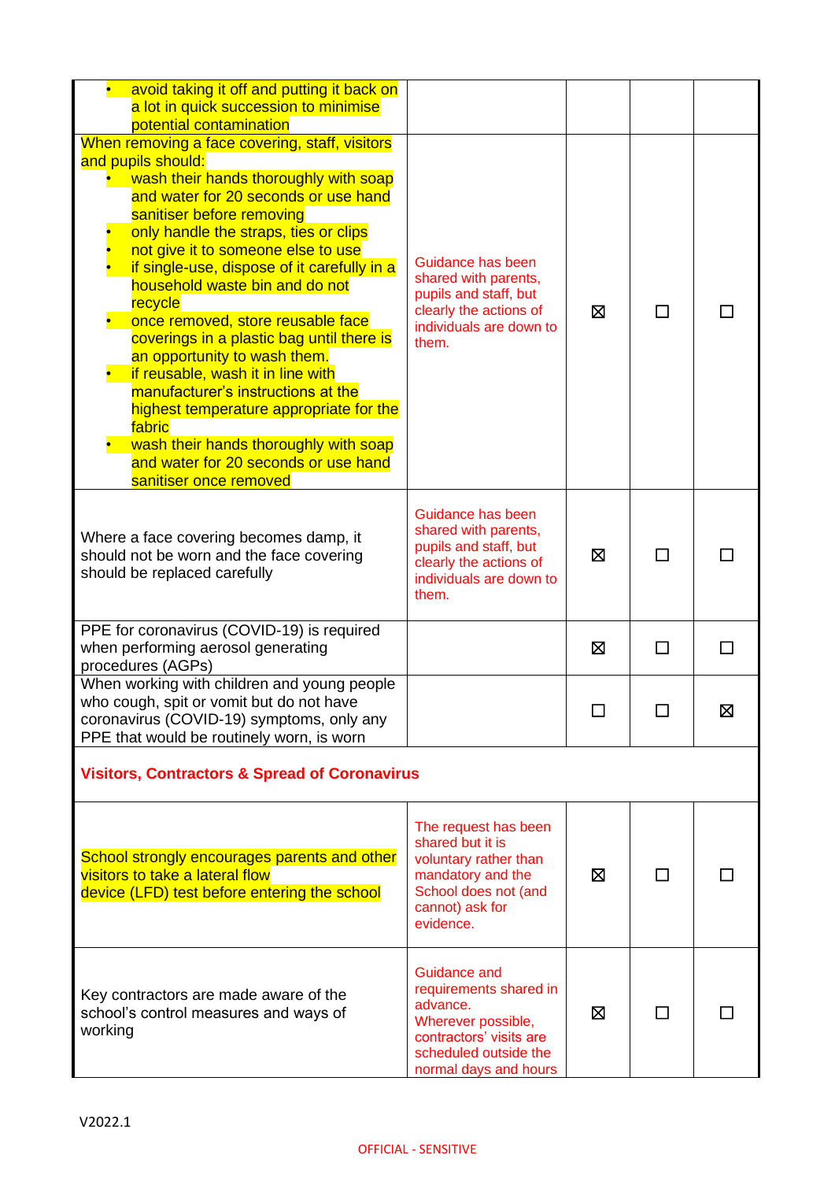| | | | | |
|---|---|---|---|---|
| • avoid taking it off and putting it back on a lot in quick succession to minimise potential contamination | | | | |
| When removing a face covering, staff, visitors and pupils should:<br>• wash their hands thoroughly with soap and water for 20 seconds or use hand sanitiser before removing<br>• only handle the straps, ties or clips<br>• not give it to someone else to use<br>• if single-use, dispose of it carefully in a household waste bin and do not recycle<br>• once removed, store reusable face coverings in a plastic bag until there is an opportunity to wash them.<br>• if reusable, wash it in line with manufacturer's instructions at the highest temperature appropriate for the fabric<br>• wash their hands thoroughly with soap and water for 20 seconds or use hand sanitiser once removed | Guidance has been shared with parents, pupils and staff, but clearly the actions of individuals are down to them. | ☒ | ☐ | ☐ |
| Where a face covering becomes damp, it should not be worn and the face covering should be replaced carefully | Guidance has been shared with parents, pupils and staff, but clearly the actions of individuals are down to them. | ☒ | ☐ | ☐ |
| PPE for coronavirus (COVID-19) is required when performing aerosol generating procedures (AGPs) | | ☒ | ☐ | ☐ |
| When working with children and young people who cough, spit or vomit but do not have coronavirus (COVID-19) symptoms, only any PPE that would be routinely worn, is worn | | ☐ | ☐ | ☒ |
| **Visitors, Contractors & Spread of Coronavirus** | | | | |
| School strongly encourages parents and other visitors to take a lateral flow device (LFD) test before entering the school | The request has been shared but it is voluntary rather than mandatory and the School does not (and cannot) ask for evidence. | ☒ | ☐ | ☐ |
| Key contractors are made aware of the school's control measures and ways of working | Guidance and requirements shared in advance. Wherever possible, contractors' visits are scheduled outside the normal days and hours | ☒ | ☐ | ☐ |

V2022.1

OFFICIAL - SENSITIVE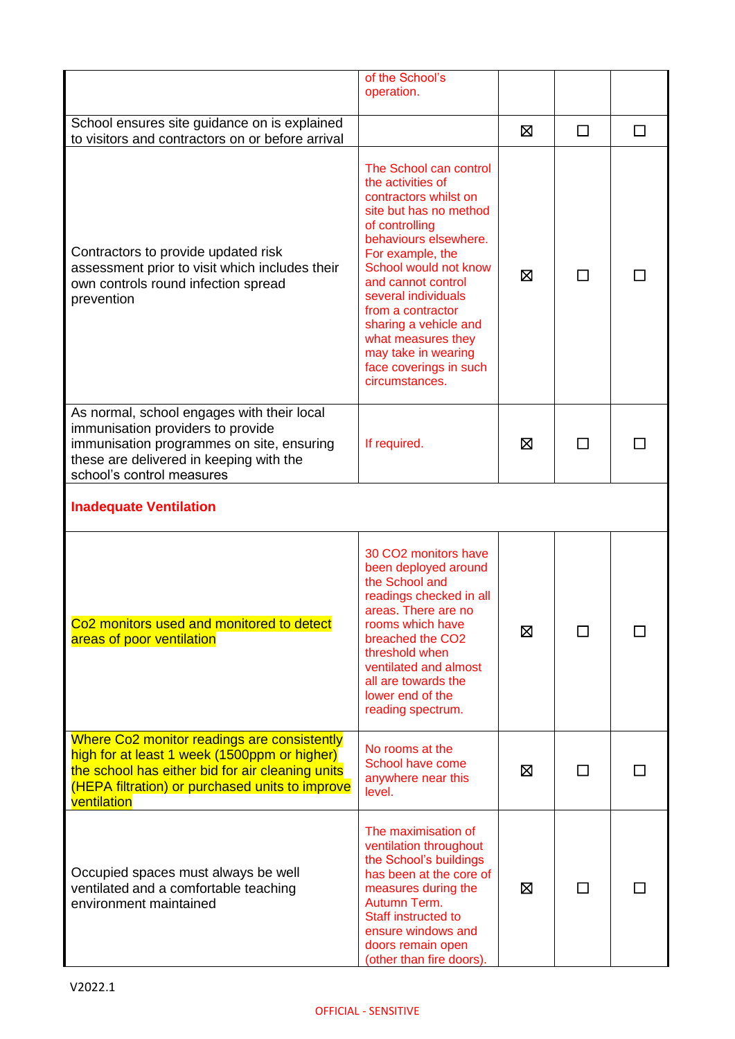| | | | | |
|---|---|---|---|---|
| | of the School's operation. | | | |
| School ensures site guidance on is explained to visitors and contractors on or before arrival | | ☒ | ☐ | ☐ |
| Contractors to provide updated risk assessment prior to visit which includes their own controls round infection spread prevention | The School can control the activities of contractors whilst on site but has no method of controlling behaviours elsewhere. For example, the School would not know and cannot control several individuals from a contractor sharing a vehicle and what measures they may take in wearing face coverings in such circumstances. | ☒ | ☐ | ☐ |
| As normal, school engages with their local immunisation providers to provide immunisation programmes on site, ensuring these are delivered in keeping with the school's control measures | If required. | ☒ | ☐ | ☐ |
| **Inadequate Ventilation** | | | | |
| Co2 monitors used and monitored to detect areas of poor ventilation | 30 CO2 monitors have been deployed around the School and readings checked in all areas. There are no rooms which have breached the CO2 threshold when ventilated and almost all are towards the lower end of the reading spectrum. | ☒ | ☐ | ☐ |
| Where Co2 monitor readings are consistently high for at least 1 week (1500ppm or higher) the school has either bid for air cleaning units (HEPA filtration) or purchased units to improve ventilation | No rooms at the School have come anywhere near this level. | ☒ | ☐ | ☐ |
| Occupied spaces must always be well ventilated and a comfortable teaching environment maintained | The maximisation of ventilation throughout the School's buildings has been at the core of measures during the Autumn Term. Staff instructed to ensure windows and doors remain open (other than fire doors). | ☒ | ☐ | ☐ |

V2022.1

OFFICIAL - SENSITIVE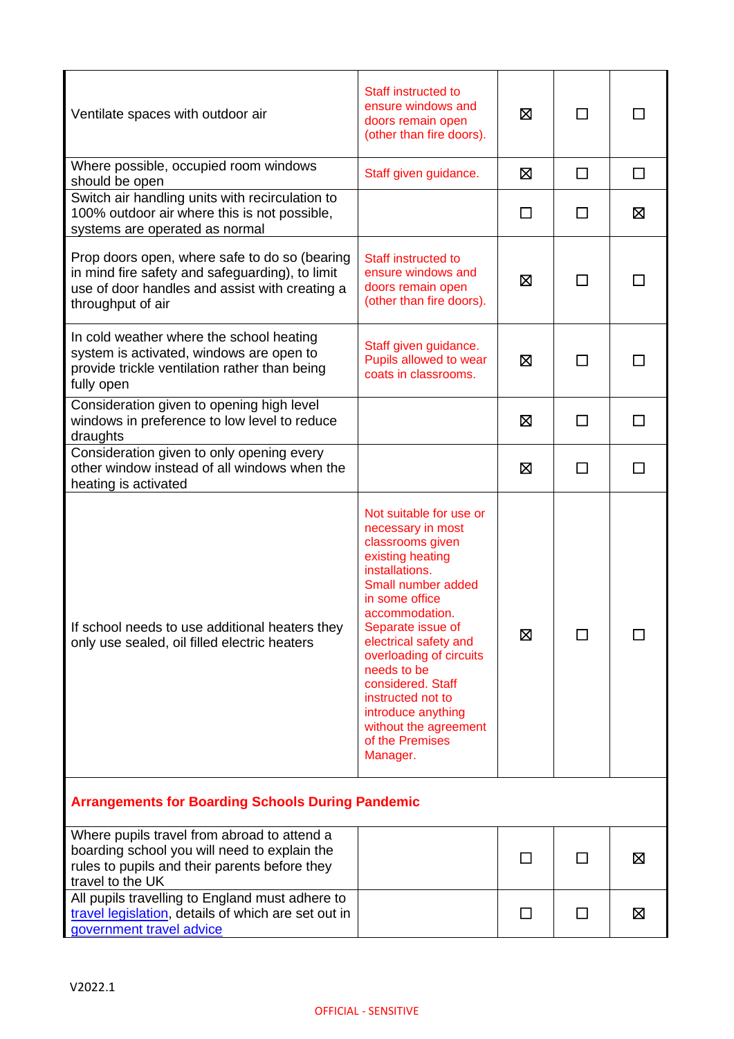| | | | | |
|---|---|---|---|---|
| Ventilate spaces with outdoor air | Staff instructed to ensure windows and doors remain open (other than fire doors). | ☒ | ☐ | ☐ |
| Where possible, occupied room windows should be open | Staff given guidance. | ☒ | ☐ | ☐ |
| Switch air handling units with recirculation to 100% outdoor air where this is not possible, systems are operated as normal | | ☐ | ☐ | ☒ |
| Prop doors open, where safe to do so (bearing in mind fire safety and safeguarding), to limit use of door handles and assist with creating a throughput of air | Staff instructed to ensure windows and doors remain open (other than fire doors). | ☒ | ☐ | ☐ |
| In cold weather where the school heating system is activated, windows are open to provide trickle ventilation rather than being fully open | Staff given guidance. Pupils allowed to wear coats in classrooms. | ☒ | ☐ | ☐ |
| Consideration given to opening high level windows in preference to low level to reduce draughts | | ☒ | ☐ | ☐ |
| Consideration given to only opening every other window instead of all windows when the heating is activated | | ☒ | ☐ | ☐ |
| If school needs to use additional heaters they only use sealed, oil filled electric heaters | Not suitable for use or necessary in most classrooms given existing heating installations. Small number added in some office accommodation. Separate issue of electrical safety and overloading of circuits needs to be considered. Staff instructed not to introduce anything without the agreement of the Premises Manager. | ☒ | ☐ | ☐ |
| **Arrangements for Boarding Schools During Pandemic** | | | | |
| Where pupils travel from abroad to attend a boarding school you will need to explain the rules to pupils and their parents before they travel to the UK | | ☐ | ☐ | ☒ |
| All pupils travelling to England must adhere to [travel legislation](), details of which are set out in [government travel advice]() | | ☐ | ☐ | ☒ |

V2022.1

OFFICIAL - SENSITIVE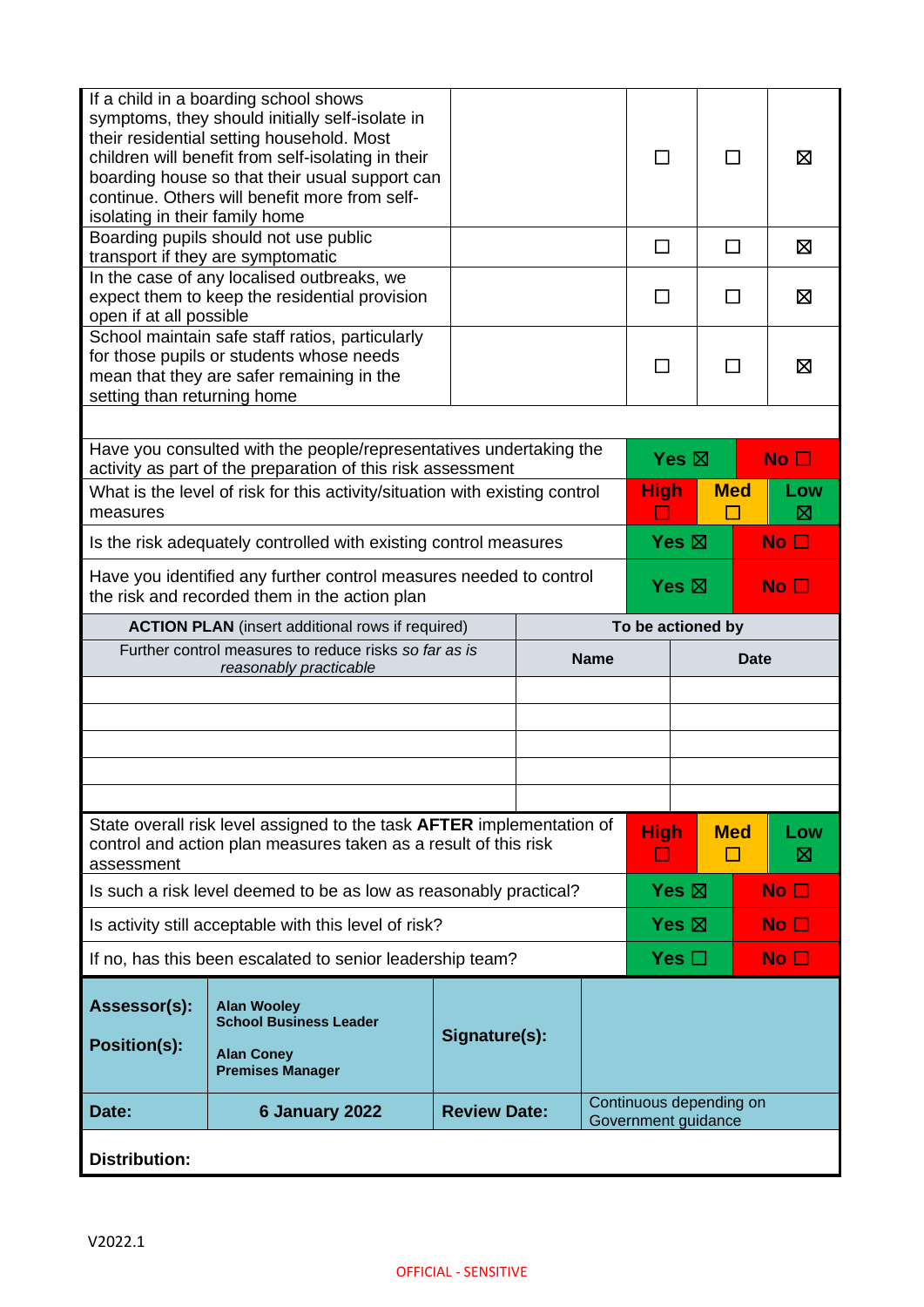| | | | | |
|---|---|---|---|---|
| If a child in a boarding school shows symptoms, they should initially self-isolate in their residential setting household. Most children will benefit from self-isolating in their boarding house so that their usual support can continue. Others will benefit more from self-isolating in their family home | | ☐ | ☐ | ☒ |
| Boarding pupils should not use public transport if they are symptomatic | | ☐ | ☐ | ☒ |
| In the case of any localised outbreaks, we expect them to keep the residential provision open if at all possible | | ☐ | ☐ | ☒ |
| School maintain safe staff ratios, particularly for those pupils or students whose needs mean that they are safer remaining in the setting than returning home | | ☐ | ☐ | ☒ |

| | | | |
|---|---|---|---|
| Have you consulted with the people/representatives undertaking the activity as part of the preparation of this risk assessment | **Yes** ☒ | | **No** ☐ |
| What is the level of risk for this activity/situation with existing control measures | **High** ☐ | **Med** ☐ | **Low** ☒ |
| Is the risk adequately controlled with existing control measures | **Yes** ☒ | | **No** ☐ |
| Have you identified any further control measures needed to control the risk and recorded them in the action plan | **Yes** ☒ | | **No** ☐ |

| **ACTION PLAN** (insert additional rows if required) | **To be actioned by** | |
|---|---|---|
| Further control measures to reduce risks *so far as is reasonably practicable* | **Name** | **Date** |
| | | |
| | | |
| | | |
| | | |
| | | |

| | | | |
|---|---|---|---|
| State overall risk level assigned to the task **AFTER** implementation of control and action plan measures taken as a result of this risk assessment | **High** ☐ | **Med** ☐ | **Low** ☒ |
| Is such a risk level deemed to be as low as reasonably practical? | **Yes** ☒ | | **No** ☐ |
| Is activity still acceptable with this level of risk? | **Yes** ☒ | | **No** ☐ |
| If no, has this been escalated to senior leadership team? | **Yes** ☐ | | **No** ☐ |

| | | | |
|---|---|---|---|
| **Assessor(s):** <br> **Position(s):** | **Alan Wooley** <br> **School Business Leader** <br> **Alan Coney** <br> **Premises Manager** | **Signature(s):** | |
| **Date:** | **6 January 2022** | **Review Date:** | Continuous depending on Government guidance |
| **Distribution:** | | | |

V2022.1

OFFICIAL - SENSITIVE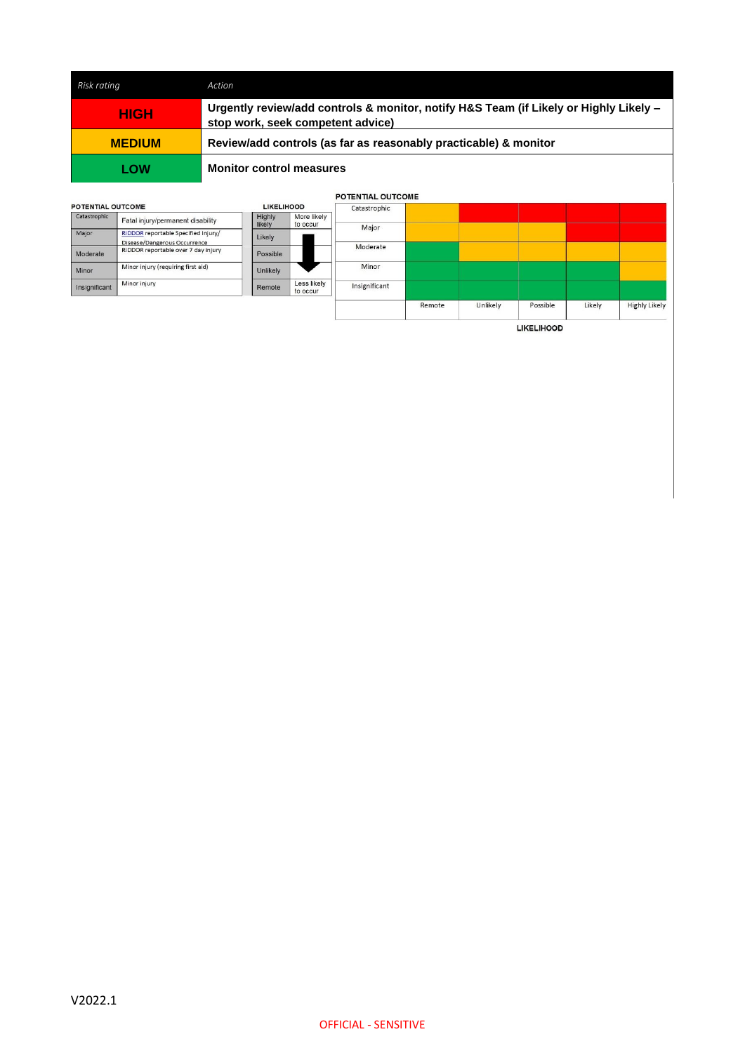| *Risk rating* | *Action* |
|---|---|
| **HIGH** | **Urgently review/add controls & monitor, notify H&S Team (if Likely or Highly Likely – stop work, seek competent advice)** |
| **MEDIUM** | **Review/add controls (as far as reasonably practicable) & monitor** |
| **LOW** | **Monitor control measures** |

**POTENTIAL OUTCOME**

| | |
|---|---|
| Catastrophic | Fatal injury/permanent disability |
| Major | RIDDOR reportable Specified Injury/ Disease/Dangerous Occurrence |
| Moderate | RIDDOR reportable over 7 day injury |
| Minor | Minor injury (requiring first aid) |
| Insignificant | Minor injury |

**LIKELIHOOD**

| | |
|---|---|
| Highly likely | More likely to occur |
| Likely | |
| Possible | |
| Unlikely | |
| Remote | Less likely to occur |

**POTENTIAL OUTCOME**

| | Remote | Unlikely | Possible | Likely | Highly Likely |
|---|---|---|---|---|---|
| Catastrophic | MEDIUM | HIGH | HIGH | HIGH | HIGH |
| Major | MEDIUM | MEDIUM | MEDIUM | HIGH | HIGH |
| Moderate | LOW | MEDIUM | MEDIUM | MEDIUM | MEDIUM |
| Minor | LOW | LOW | LOW | LOW | MEDIUM |
| Insignificant | LOW | LOW | LOW | LOW | LOW |

**LIKELIHOOD**

V2022.1

OFFICIAL - SENSITIVE